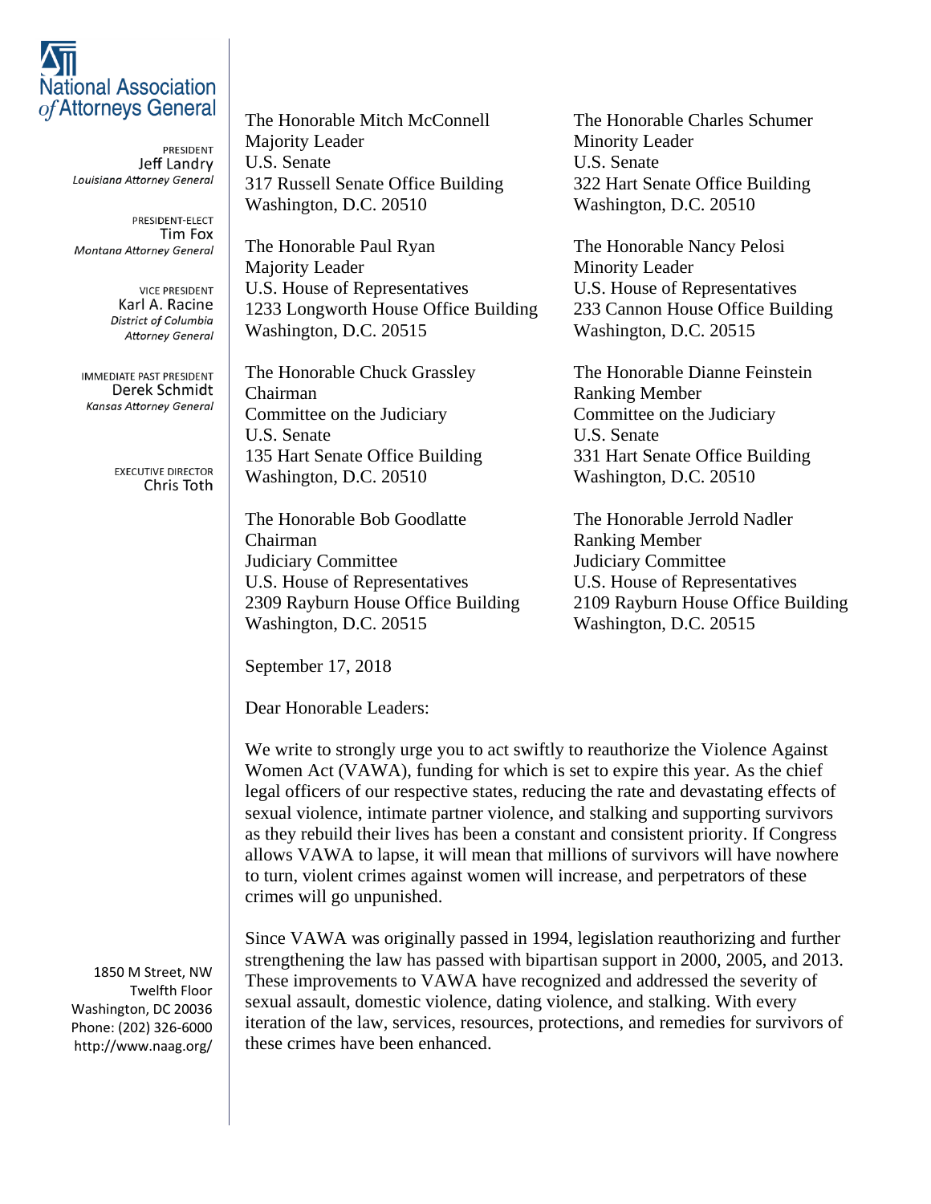**National Association of Attorneys General**

PRESIDENT
Jeff Landry
*Louisiana Attorney General*

PRESIDENT-ELECT
Tim Fox
*Montana Attorney General*

VICE PRESIDENT
Karl A. Racine
*District of Columbia Attorney General*

IMMEDIATE PAST PRESIDENT
Derek Schmidt
*Kansas Attorney General*

EXECUTIVE DIRECTOR
Chris Toth

1850 M Street, NW
Twelfth Floor
Washington, DC 20036
Phone: (202) 326-6000
http://www.naag.org/

The Honorable Mitch McConnell
Majority Leader
U.S. Senate
317 Russell Senate Office Building
Washington, D.C. 20510

The Honorable Charles Schumer
Minority Leader
U.S. Senate
322 Hart Senate Office Building
Washington, D.C. 20510

The Honorable Paul Ryan
Majority Leader
U.S. House of Representatives
1233 Longworth House Office Building
Washington, D.C. 20515

The Honorable Nancy Pelosi
Minority Leader
U.S. House of Representatives
233 Cannon House Office Building
Washington, D.C. 20515

The Honorable Chuck Grassley
Chairman
Committee on the Judiciary
U.S. Senate
135 Hart Senate Office Building
Washington, D.C. 20510

The Honorable Dianne Feinstein
Ranking Member
Committee on the Judiciary
U.S. Senate
331 Hart Senate Office Building
Washington, D.C. 20510

The Honorable Bob Goodlatte
Chairman
Judiciary Committee
U.S. House of Representatives
2309 Rayburn House Office Building
Washington, D.C. 20515

The Honorable Jerrold Nadler
Ranking Member
Judiciary Committee
U.S. House of Representatives
2109 Rayburn House Office Building
Washington, D.C. 20515

September 17, 2018

Dear Honorable Leaders:

We write to strongly urge you to act swiftly to reauthorize the Violence Against Women Act (VAWA), funding for which is set to expire this year. As the chief legal officers of our respective states, reducing the rate and devastating effects of sexual violence, intimate partner violence, and stalking and supporting survivors as they rebuild their lives has been a constant and consistent priority. If Congress allows VAWA to lapse, it will mean that millions of survivors will have nowhere to turn, violent crimes against women will increase, and perpetrators of these crimes will go unpunished.

Since VAWA was originally passed in 1994, legislation reauthorizing and further strengthening the law has passed with bipartisan support in 2000, 2005, and 2013. These improvements to VAWA have recognized and addressed the severity of sexual assault, domestic violence, dating violence, and stalking. With every iteration of the law, services, resources, protections, and remedies for survivors of these crimes have been enhanced.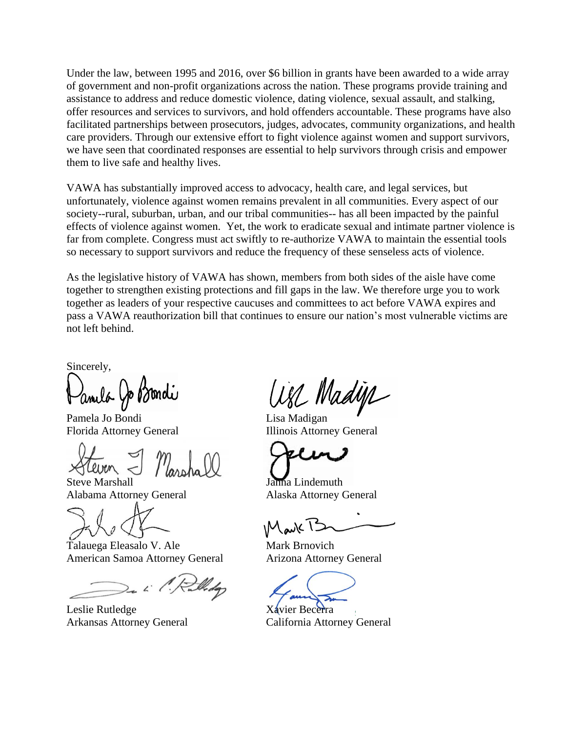Under the law, between 1995 and 2016, over $6 billion in grants have been awarded to a wide array of government and non-profit organizations across the nation. These programs provide training and assistance to address and reduce domestic violence, dating violence, sexual assault, and stalking, offer resources and services to survivors, and hold offenders accountable. These programs have also facilitated partnerships between prosecutors, judges, advocates, community organizations, and health care providers. Through our extensive effort to fight violence against women and support survivors, we have seen that coordinated responses are essential to help survivors through crisis and empower them to live safe and healthy lives.

VAWA has substantially improved access to advocacy, health care, and legal services, but unfortunately, violence against women remains prevalent in all communities. Every aspect of our society--rural, suburban, urban, and our tribal communities-- has all been impacted by the painful effects of violence against women. Yet, the work to eradicate sexual and intimate partner violence is far from complete. Congress must act swiftly to re-authorize VAWA to maintain the essential tools so necessary to support survivors and reduce the frequency of these senseless acts of violence.

As the legislative history of VAWA has shown, members from both sides of the aisle have come together to strengthen existing protections and fill gaps in the law. We therefore urge you to work together as leaders of your respective caucuses and committees to act before VAWA expires and pass a VAWA reauthorization bill that continues to ensure our nation's most vulnerable victims are not left behind.

Sincerely,

Pamela Jo Bondi
Florida Attorney General

Lisa Madigan
Illinois Attorney General

Steve Marshall
Alabama Attorney General

Jahna Lindemuth
Alaska Attorney General

Talauega Eleasalo V. Ale
American Samoa Attorney General

Mark Brnovich
Arizona Attorney General

Leslie Rutledge
Arkansas Attorney General

Xavier Becerra
California Attorney General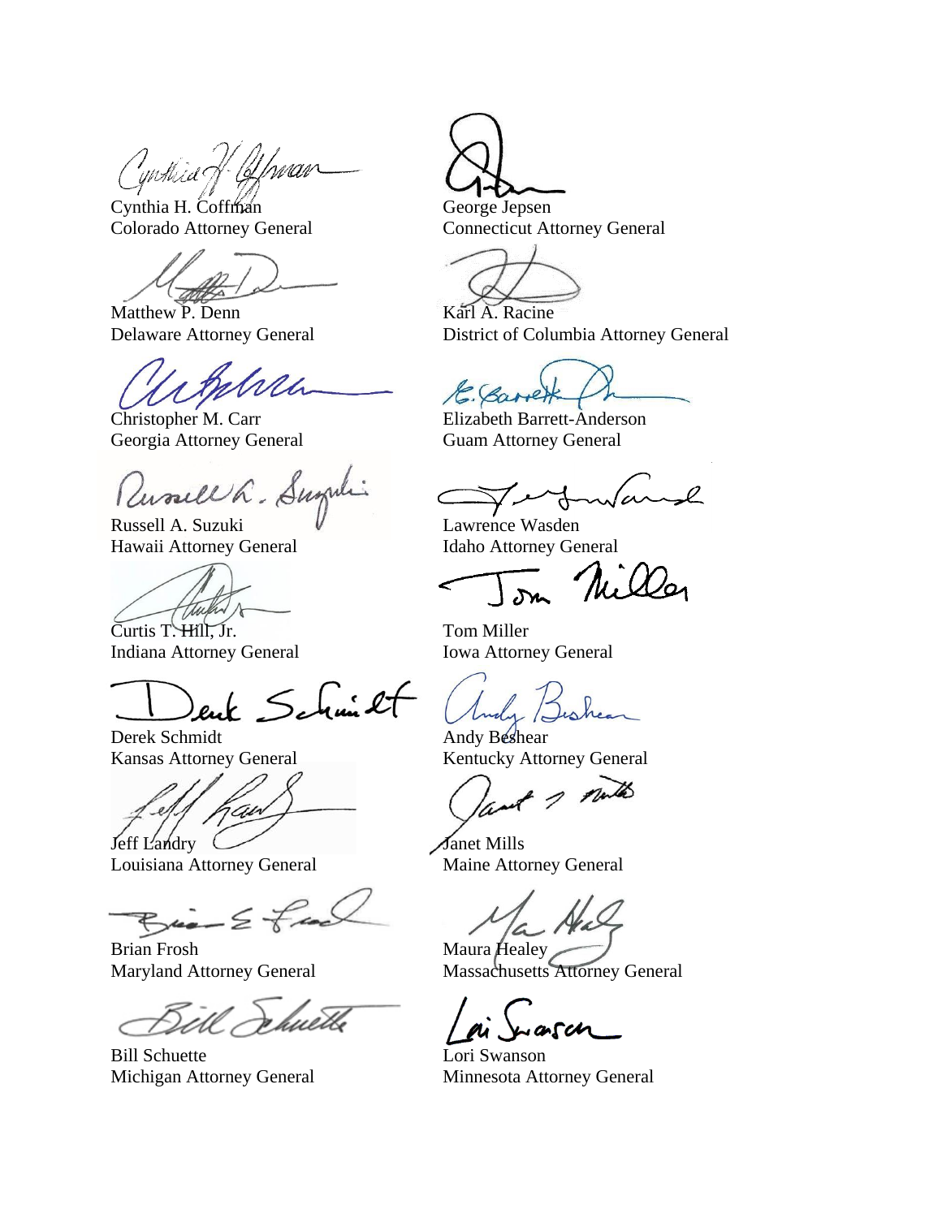Cynthia H. Coffman
Colorado Attorney General

George Jepsen
Connecticut Attorney General

Matthew P. Denn
Delaware Attorney General

Karl A. Racine
District of Columbia Attorney General

Christopher M. Carr
Georgia Attorney General

Elizabeth Barrett-Anderson
Guam Attorney General

Russell A. Suzuki
Hawaii Attorney General

Lawrence Wasden
Idaho Attorney General

Curtis T. Hill, Jr.
Indiana Attorney General

Tom Miller
Iowa Attorney General

Derek Schmidt
Kansas Attorney General

Andy Beshear
Kentucky Attorney General

Jeff Landry
Louisiana Attorney General

Janet Mills
Maine Attorney General

Brian Frosh
Maryland Attorney General

Maura Healey
Massachusetts Attorney General

Bill Schuette
Michigan Attorney General

Lori Swanson
Minnesota Attorney General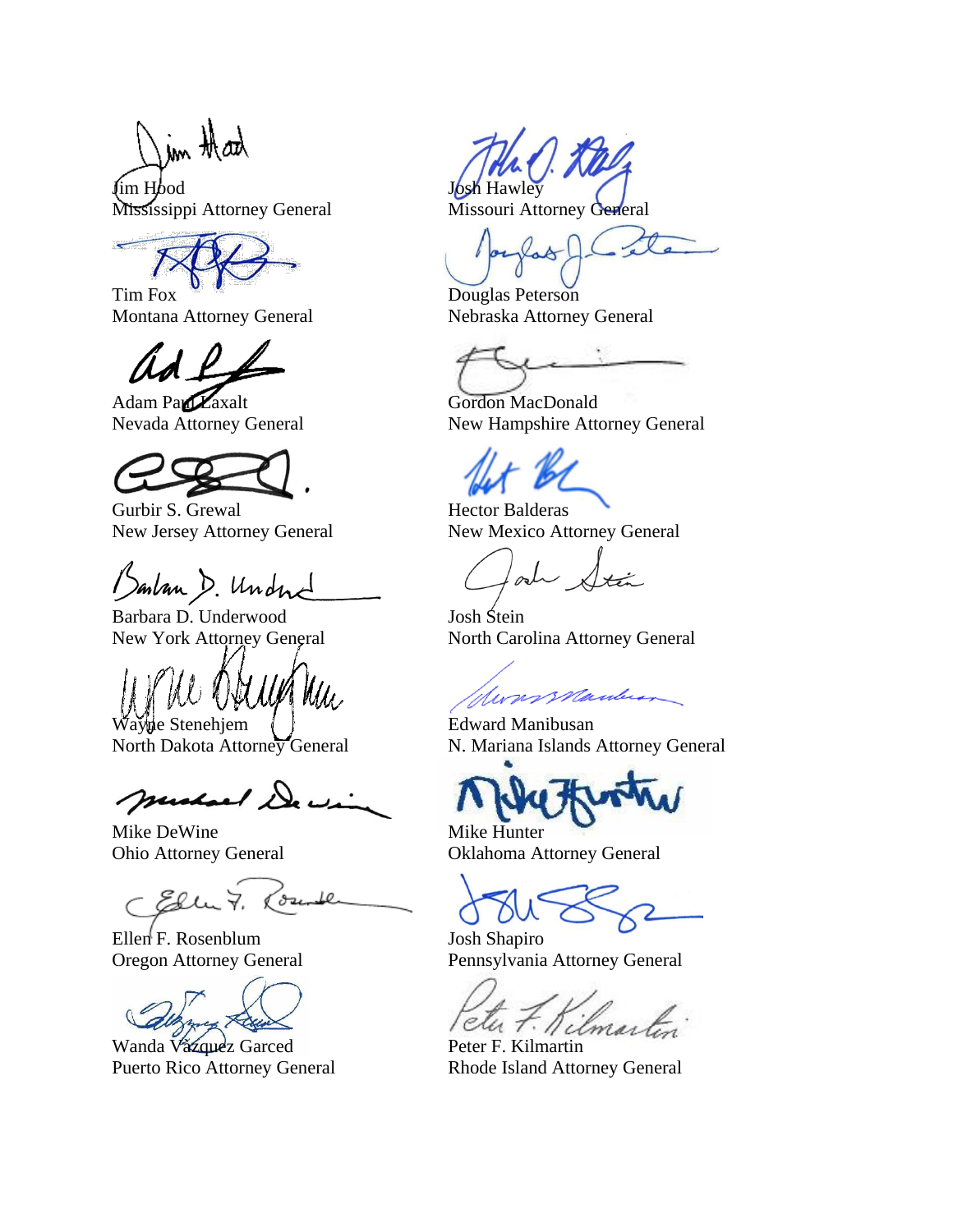Jim Hood
Mississippi Attorney General

Josh Hawley
Missouri Attorney General

Tim Fox
Montana Attorney General

Douglas Peterson
Nebraska Attorney General

Adam Paul Laxalt
Nevada Attorney General

Gordon MacDonald
New Hampshire Attorney General

Gurbir S. Grewal
New Jersey Attorney General

Hector Balderas
New Mexico Attorney General

Barbara D. Underwood
New York Attorney General

Josh Stein
North Carolina Attorney General

Wayne Stenehjem
North Dakota Attorney General

Edward Manibusan
N. Mariana Islands Attorney General

Mike DeWine
Ohio Attorney General

Mike Hunter
Oklahoma Attorney General

Ellen F. Rosenblum
Oregon Attorney General

Josh Shapiro
Pennsylvania Attorney General

Wanda Vázquez Garced
Puerto Rico Attorney General

Peter F. Kilmartin
Rhode Island Attorney General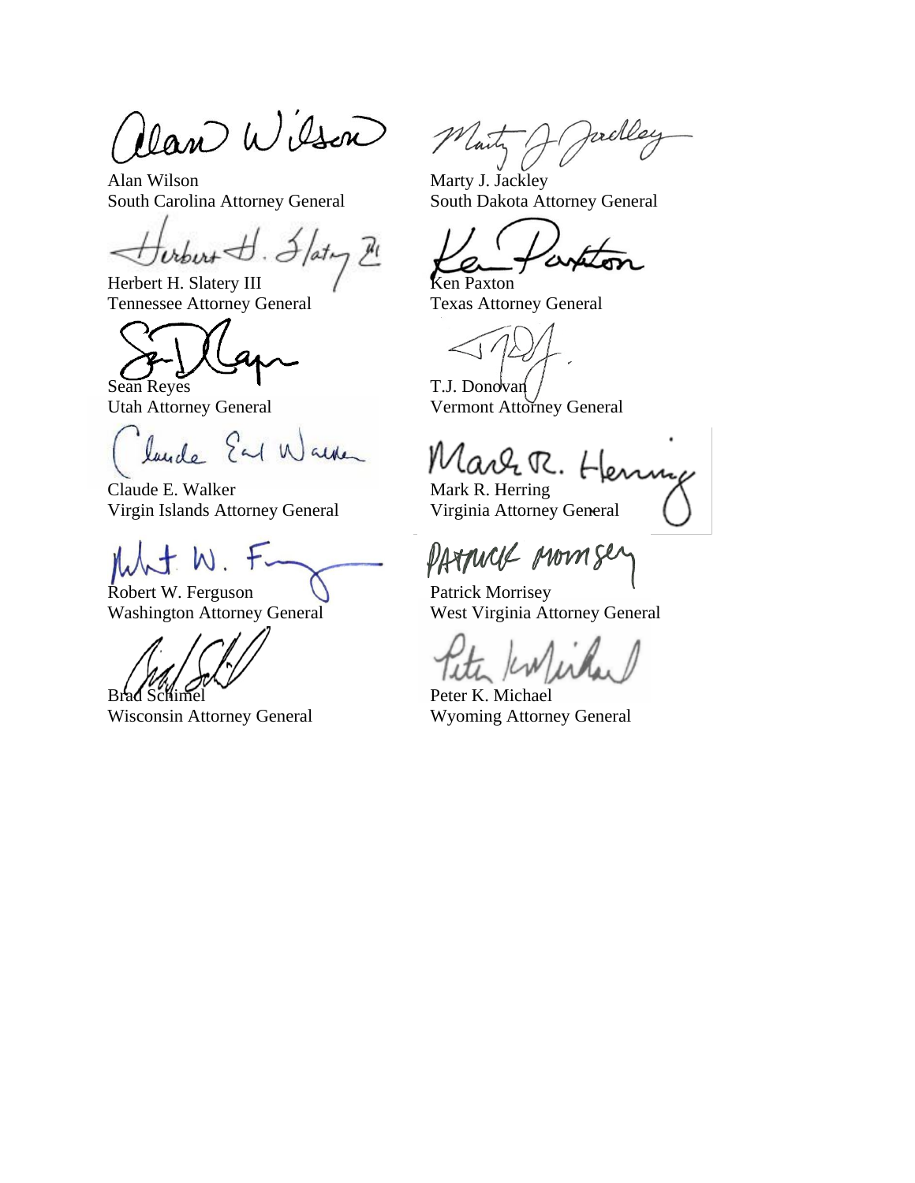Alan Wilson
South Carolina Attorney General

Marty J. Jackley
South Dakota Attorney General

Herbert H. Slatery III
Tennessee Attorney General

Ken Paxton
Texas Attorney General

Sean Reyes
Utah Attorney General

T.J. Donovan
Vermont Attorney General

Claude E. Walker
Virgin Islands Attorney General

Mark R. Herring
Virginia Attorney General

Robert W. Ferguson
Washington Attorney General

Patrick Morrisey
West Virginia Attorney General

Brad Schimel
Wisconsin Attorney General

Peter K. Michael
Wyoming Attorney General